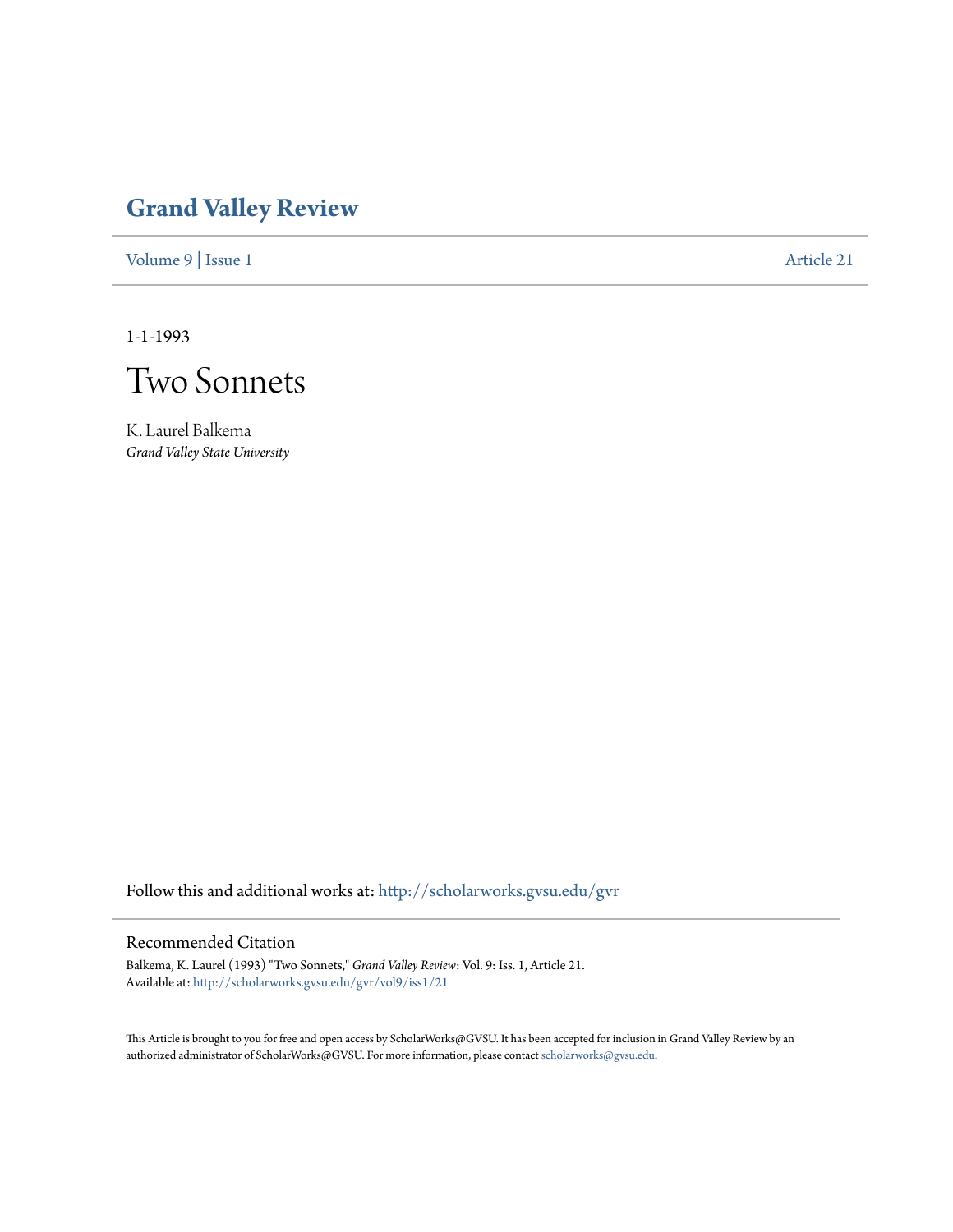# Grand Valley Review

Volume 9 | Issue 1 Article 21

1-1-1993

# Two Sonnets

K. Laurel Balkema
*Grand Valley State University*

Follow this and additional works at: http://scholarworks.gvsu.edu/gvr

## Recommended Citation

Balkema, K. Laurel (1993) "Two Sonnets," *Grand Valley Review*: Vol. 9: Iss. 1, Article 21.
Available at: http://scholarworks.gvsu.edu/gvr/vol9/iss1/21

This Article is brought to you for free and open access by ScholarWorks@GVSU. It has been accepted for inclusion in Grand Valley Review by an authorized administrator of ScholarWorks@GVSU. For more information, please contact scholarworks@gvsu.edu.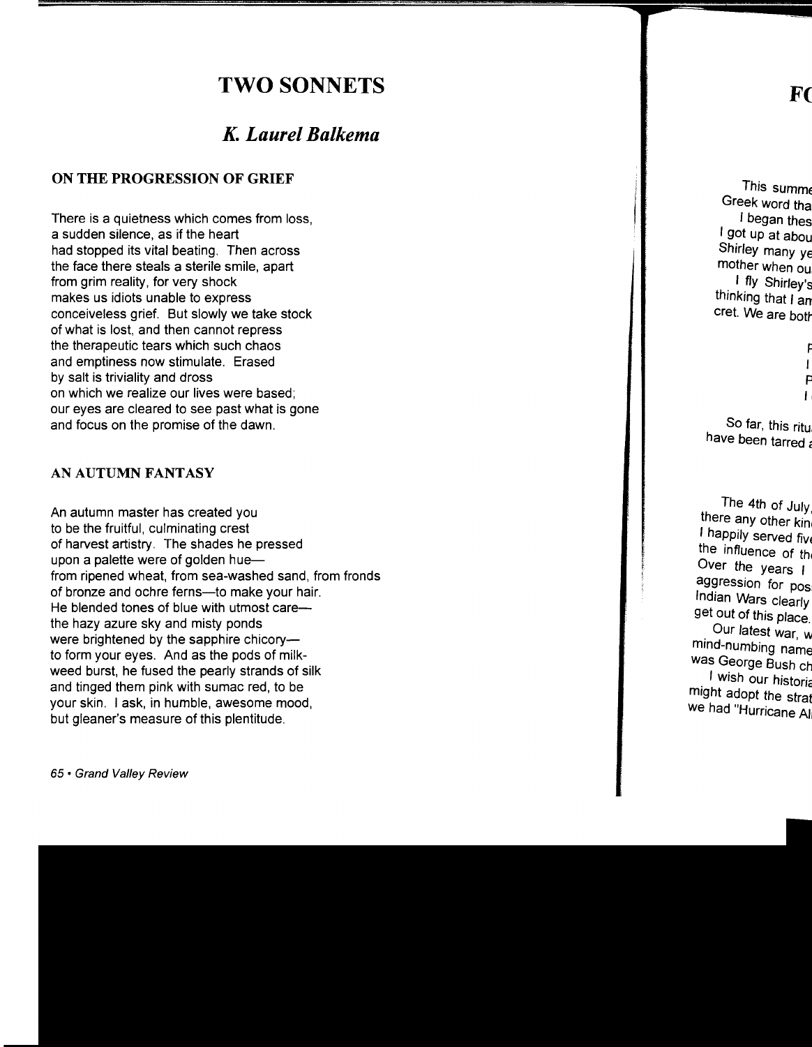# TWO SONNETS

## *K. Laurel Balkema*

### ON THE PROGRESSION OF GRIEF

There is a quietness which comes from loss,  
a sudden silence, as if the heart  
had stopped its vital beating. Then across  
the face there steals a sterile smile, apart  
from grim reality, for very shock  
makes us idiots unable to express  
conceiveless grief. But slowly we take stock  
of what is lost, and then cannot repress  
the therapeutic tears which such chaos  
and emptiness now stimulate. Erased  
by salt is triviality and dross  
on which we realize our lives were based;  
our eyes are cleared to see past what is gone  
and focus on the promise of the dawn.

### AN AUTUMN FANTASY

An autumn master has created you  
to be the fruitful, culminating crest  
of harvest artistry. The shades he pressed  
upon a palette were of golden hue—  
from ripened wheat, from sea-washed sand, from fronds  
of bronze and ochre ferns—to make your hair.  
He blended tones of blue with utmost care—  
the hazy azure sky and misty ponds  
were brightened by the sapphire chicory—  
to form your eyes. And as the pods of milk-  
weed burst, he fused the pearly strands of silk  
and tinged them pink with sumac red, to be  
your skin. I ask, in humble, awesome mood,  
but gleaner's measure of this plentitude.